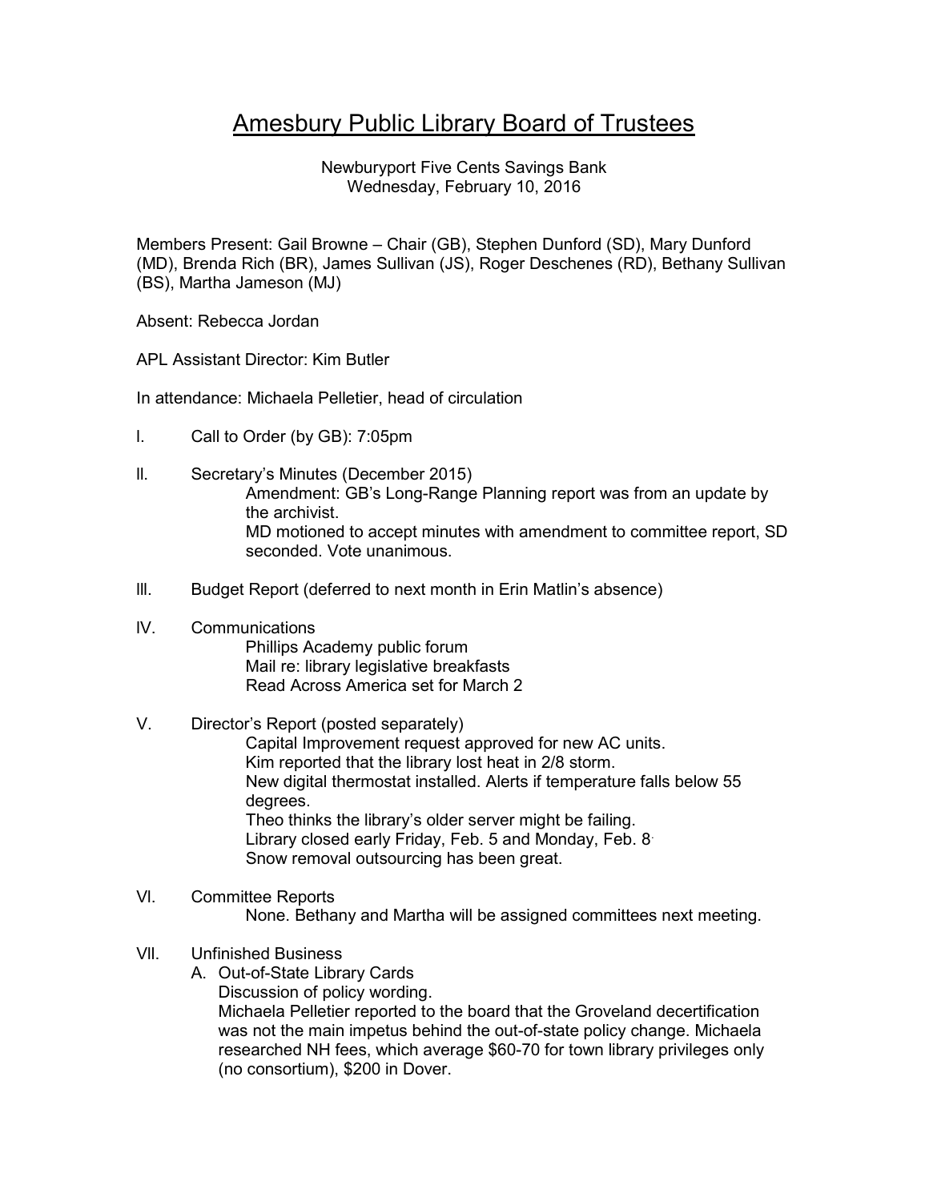# Amesbury Public Library Board of Trustees

Newburyport Five Cents Savings Bank
Wednesday, February 10, 2016

Members Present: Gail Browne – Chair (GB), Stephen Dunford (SD), Mary Dunford (MD), Brenda Rich (BR), James Sullivan (JS), Roger Deschenes (RD), Bethany Sullivan (BS), Martha Jameson (MJ)

Absent: Rebecca Jordan

APL Assistant Director: Kim Butler

In attendance: Michaela Pelletier, head of circulation

I. Call to Order (by GB): 7:05pm

II. Secretary's Minutes (December 2015)
   Amendment: GB's Long-Range Planning report was from an update by the archivist.
   MD motioned to accept minutes with amendment to committee report, SD seconded. Vote unanimous.

III. Budget Report (deferred to next month in Erin Matlin's absence)

IV. Communications
   Phillips Academy public forum
   Mail re: library legislative breakfasts
   Read Across America set for March 2

V. Director's Report (posted separately)
   Capital Improvement request approved for new AC units.
   Kim reported that the library lost heat in 2/8 storm.
   New digital thermostat installed. Alerts if temperature falls below 55 degrees.
   Theo thinks the library's older server might be failing.
   Library closed early Friday, Feb. 5 and Monday, Feb. 8.
   Snow removal outsourcing has been great.

VI. Committee Reports
   None. Bethany and Martha will be assigned committees next meeting.

VII. Unfinished Business
   A. Out-of-State Library Cards
      Discussion of policy wording.
      Michaela Pelletier reported to the board that the Groveland decertification was not the main impetus behind the out-of-state policy change. Michaela researched NH fees, which average $60-70 for town library privileges only (no consortium), $200 in Dover.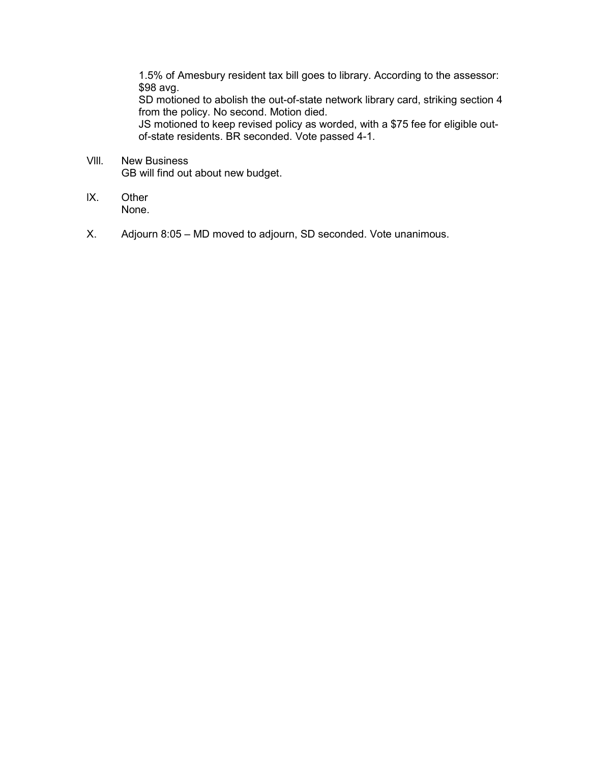1.5% of Amesbury resident tax bill goes to library. According to the assessor: $98 avg.
SD motioned to abolish the out-of-state network library card, striking section 4 from the policy. No second. Motion died.
JS motioned to keep revised policy as worded, with a $75 fee for eligible out-of-state residents. BR seconded. Vote passed 4-1.

VIII. New Business
GB will find out about new budget.

IX. Other
None.

X. Adjourn 8:05 – MD moved to adjourn, SD seconded. Vote unanimous.